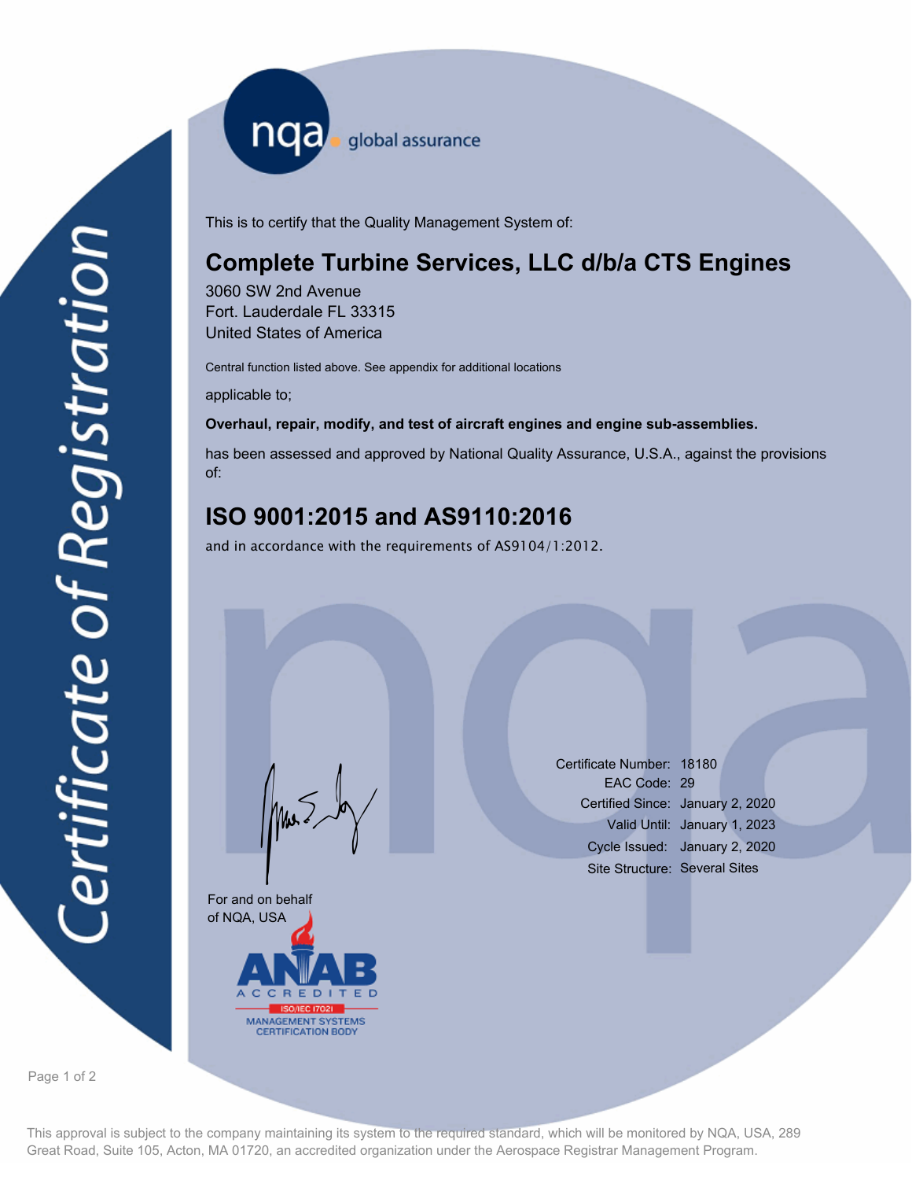nqa global assurance

# Certificate of Registration

This is to certify that the Quality Management System of:

## Complete Turbine Services, LLC d/b/a CTS Engines

3060 SW 2nd Avenue
Fort. Lauderdale FL 33315
United States of America

Central function listed above. See appendix for additional locations

applicable to;

**Overhaul, repair, modify, and test of aircraft engines and engine sub-assemblies.**

has been assessed and approved by National Quality Assurance, U.S.A., against the provisions of:

## ISO 9001:2015 and AS9110:2016

and in accordance with the requirements of AS9104/1:2012.

| | |
|---|---|
| Certificate Number: | 18180 |
| EAC Code: | 29 |
| Certified Since: | January 2, 2020 |
| Valid Until: | January 1, 2023 |
| Cycle Issued: | January 2, 2020 |
| Site Structure: | Several Sites |

For and on behalf of NQA, USA

ANAB ACCREDITED ISO/IEC 17021 MANAGEMENT SYSTEMS CERTIFICATION BODY

This approval is subject to the company maintaining its system to the required standard, which will be monitored by NQA, USA, 289 Great Road, Suite 105, Acton, MA 01720, an accredited organization under the Aerospace Registrar Management Program.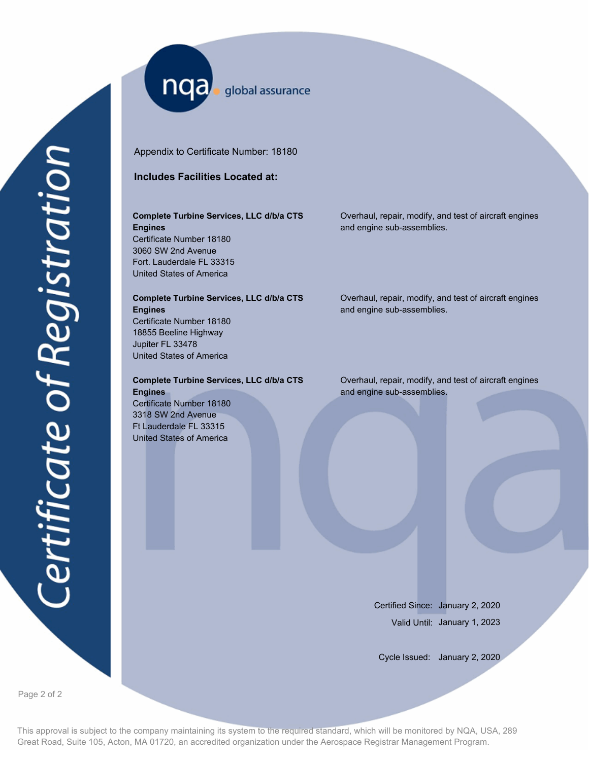Certificate of Registration

nqa global assurance

Appendix to Certificate Number: 18180

## Includes Facilities Located at:

| | |
|---|---|
| **Complete Turbine Services, LLC d/b/a CTS Engines**<br>Certificate Number 18180<br>3060 SW 2nd Avenue<br>Fort. Lauderdale FL 33315<br>United States of America | Overhaul, repair, modify, and test of aircraft engines and engine sub-assemblies. |
| **Complete Turbine Services, LLC d/b/a CTS Engines**<br>Certificate Number 18180<br>18855 Beeline Highway<br>Jupiter FL 33478<br>United States of America | Overhaul, repair, modify, and test of aircraft engines and engine sub-assemblies. |
| **Complete Turbine Services, LLC d/b/a CTS Engines**<br>Certificate Number 18180<br>3318 SW 2nd Avenue<br>Ft Lauderdale FL 33315<br>United States of America | Overhaul, repair, modify, and test of aircraft engines and engine sub-assemblies. |

Certified Since: January 2, 2020

Valid Until: January 1, 2023

Cycle Issued: January 2, 2020

This approval is subject to the company maintaining its system to the required standard, which will be monitored by NQA, USA, 289 Great Road, Suite 105, Acton, MA 01720, an accredited organization under the Aerospace Registrar Management Program.